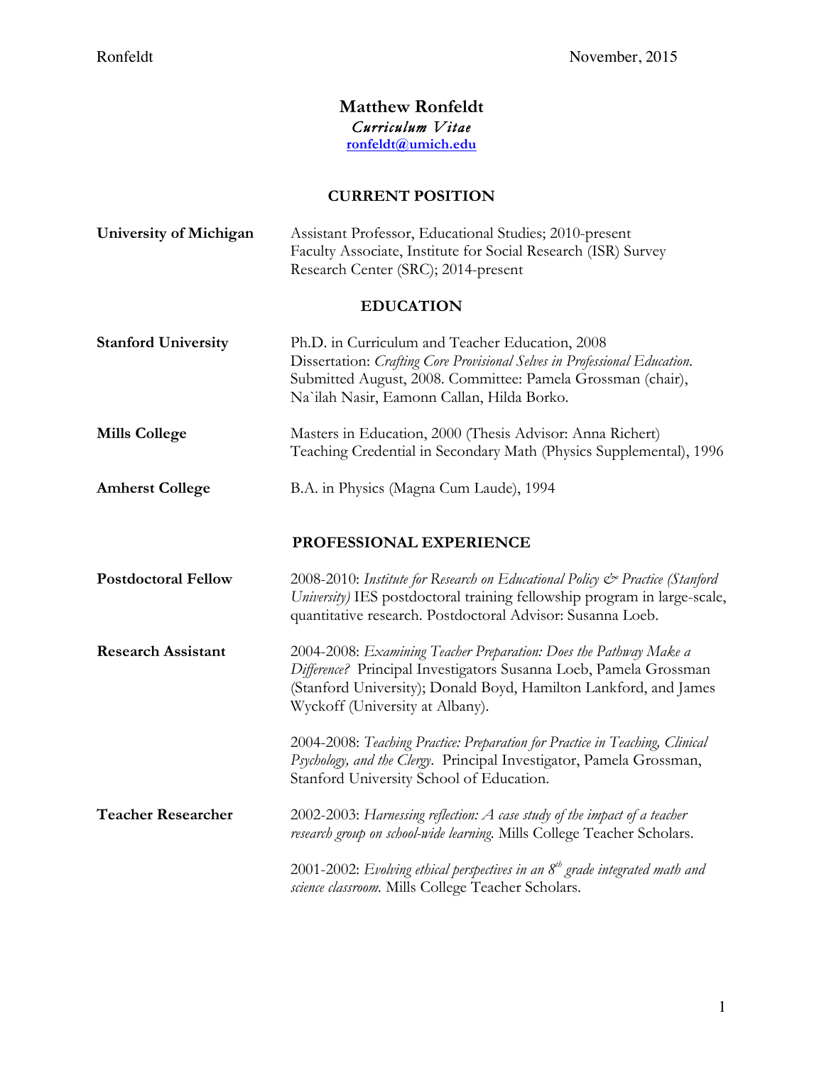# Matthew Ronfeldt

*Curriculum Vitae*

ronfeldt@umich.edu

## CURRENT POSITION

**University of Michigan** — Assistant Professor, Educational Studies; 2010-present
Faculty Associate, Institute for Social Research (ISR) Survey Research Center (SRC); 2014-present

## EDUCATION

**Stanford University** — Ph.D. in Curriculum and Teacher Education, 2008
Dissertation: *Crafting Core Provisional Selves in Professional Education.* Submitted August, 2008. Committee: Pamela Grossman (chair), Na`ilah Nasir, Eamonn Callan, Hilda Borko.

**Mills College** — Masters in Education, 2000 (Thesis Advisor: Anna Richert)
Teaching Credential in Secondary Math (Physics Supplemental), 1996

**Amherst College** — B.A. in Physics (Magna Cum Laude), 1994

## PROFESSIONAL EXPERIENCE

**Postdoctoral Fellow** — 2008-2010: *Institute for Research on Educational Policy & Practice (Stanford University)* IES postdoctoral training fellowship program in large-scale, quantitative research. Postdoctoral Advisor: Susanna Loeb.

**Research Assistant** — 2004-2008: *Examining Teacher Preparation: Does the Pathway Make a Difference?* Principal Investigators Susanna Loeb, Pamela Grossman (Stanford University); Donald Boyd, Hamilton Lankford, and James Wyckoff (University at Albany).

2004-2008: *Teaching Practice: Preparation for Practice in Teaching, Clinical Psychology, and the Clergy.* Principal Investigator, Pamela Grossman, Stanford University School of Education.

**Teacher Researcher** — 2002-2003: *Harnessing reflection: A case study of the impact of a teacher research group on school-wide learning.* Mills College Teacher Scholars.

2001-2002: *Evolving ethical perspectives in an 8th grade integrated math and science classroom.* Mills College Teacher Scholars.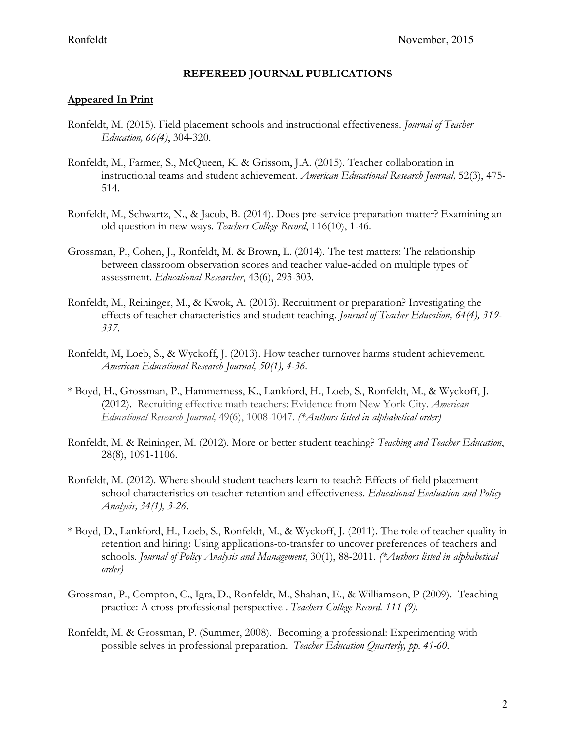## REFEREED JOURNAL PUBLICATIONS

### Appeared In Print

Ronfeldt, M. (2015). Field placement schools and instructional effectiveness. *Journal of Teacher Education, 66(4)*, 304-320.

Ronfeldt, M., Farmer, S., McQueen, K. & Grissom, J.A. (2015). Teacher collaboration in instructional teams and student achievement. *American Educational Research Journal,* 52(3), 475-514.

Ronfeldt, M., Schwartz, N., & Jacob, B. (2014). Does pre-service preparation matter? Examining an old question in new ways. *Teachers College Record*, 116(10), 1-46.

Grossman, P., Cohen, J., Ronfeldt, M. & Brown, L. (2014). The test matters: The relationship between classroom observation scores and teacher value-added on multiple types of assessment. *Educational Researcher*, 43(6), 293-303.

Ronfeldt, M., Reininger, M., & Kwok, A. (2013). Recruitment or preparation? Investigating the effects of teacher characteristics and student teaching. *Journal of Teacher Education, 64(4), 319-337.*

Ronfeldt, M, Loeb, S., & Wyckoff, J. (2013). How teacher turnover harms student achievement. *American Educational Research Journal, 50(1), 4-36.*

\* Boyd, H., Grossman, P., Hammerness, K., Lankford, H., Loeb, S., Ronfeldt, M., & Wyckoff, J. (2012). Recruiting effective math teachers: Evidence from New York City. *American Educational Research Journal,* 49(6), 1008-1047. *(\*Authors listed in alphabetical order)*

Ronfeldt, M. & Reininger, M. (2012). More or better student teaching? *Teaching and Teacher Education*, 28(8), 1091-1106.

Ronfeldt, M. (2012). Where should student teachers learn to teach?: Effects of field placement school characteristics on teacher retention and effectiveness. *Educational Evaluation and Policy Analysis, 34(1), 3-26.*

\* Boyd, D., Lankford, H., Loeb, S., Ronfeldt, M., & Wyckoff, J. (2011). The role of teacher quality in retention and hiring: Using applications-to-transfer to uncover preferences of teachers and schools. *Journal of Policy Analysis and Management*, 30(1), 88-2011. *(\*Authors listed in alphabetical order)*

Grossman, P., Compton, C., Igra, D., Ronfeldt, M., Shahan, E., & Williamson, P (2009). Teaching practice: A cross-professional perspective . *Teachers College Record. 111 (9).*

Ronfeldt, M. & Grossman, P. (Summer, 2008). Becoming a professional: Experimenting with possible selves in professional preparation. *Teacher Education Quarterly, pp. 41-60.*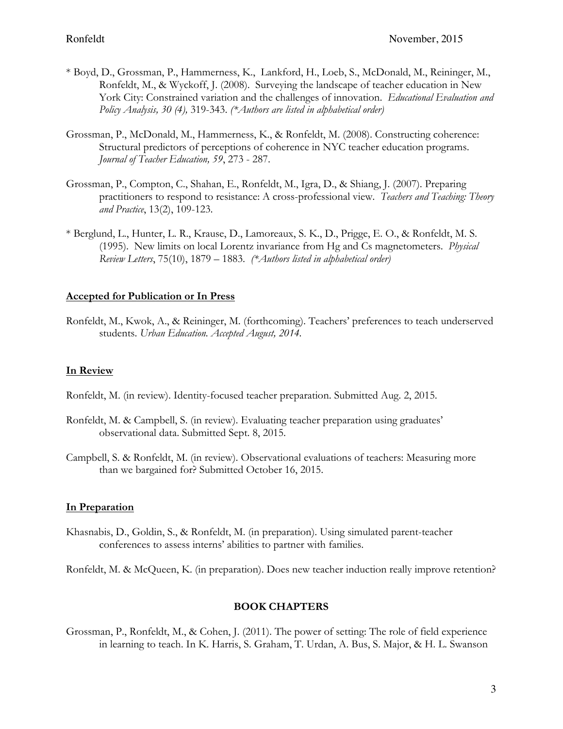* Boyd, D., Grossman, P., Hammerness, K., Lankford, H., Loeb, S., McDonald, M., Reininger, M., Ronfeldt, M., & Wyckoff, J. (2008). Surveying the landscape of teacher education in New York City: Constrained variation and the challenges of innovation. *Educational Evaluation and Policy Analysis, 30 (4),* 319-343. *(*Authors are listed in alphabetical order)*

Grossman, P., McDonald, M., Hammerness, K., & Ronfeldt, M. (2008). Constructing coherence: Structural predictors of perceptions of coherence in NYC teacher education programs. *Journal of Teacher Education, 59*, 273 - 287.

Grossman, P., Compton, C., Shahan, E., Ronfeldt, M., Igra, D., & Shiang, J. (2007). Preparing practitioners to respond to resistance: A cross-professional view. *Teachers and Teaching: Theory and Practice*, 13(2), 109-123.

* Berglund, L., Hunter, L. R., Krause, D., Lamoreaux, S. K., D., Prigge, E. O., & Ronfeldt, M. S. (1995). New limits on local Lorentz invariance from Hg and Cs magnetometers. *Physical Review Letters*, 75(10), 1879 – 1883. *(*Authors listed in alphabetical order)*

**<u>Accepted for Publication or In Press</u>**

Ronfeldt, M., Kwok, A., & Reininger, M. (forthcoming). Teachers' preferences to teach underserved students. *Urban Education. Accepted August, 2014.*

**<u>In Review</u>**

Ronfeldt, M. (in review). Identity-focused teacher preparation. Submitted Aug. 2, 2015.

Ronfeldt, M. & Campbell, S. (in review). Evaluating teacher preparation using graduates' observational data. Submitted Sept. 8, 2015.

Campbell, S. & Ronfeldt, M. (in review). Observational evaluations of teachers: Measuring more than we bargained for? Submitted October 16, 2015.

**<u>In Preparation</u>**

Khasnabis, D., Goldin, S., & Ronfeldt, M. (in preparation). Using simulated parent-teacher conferences to assess interns' abilities to partner with families.

Ronfeldt, M. & McQueen, K. (in preparation). Does new teacher induction really improve retention?

## BOOK CHAPTERS

Grossman, P., Ronfeldt, M., & Cohen, J. (2011). The power of setting: The role of field experience in learning to teach. In K. Harris, S. Graham, T. Urdan, A. Bus, S. Major, & H. L. Swanson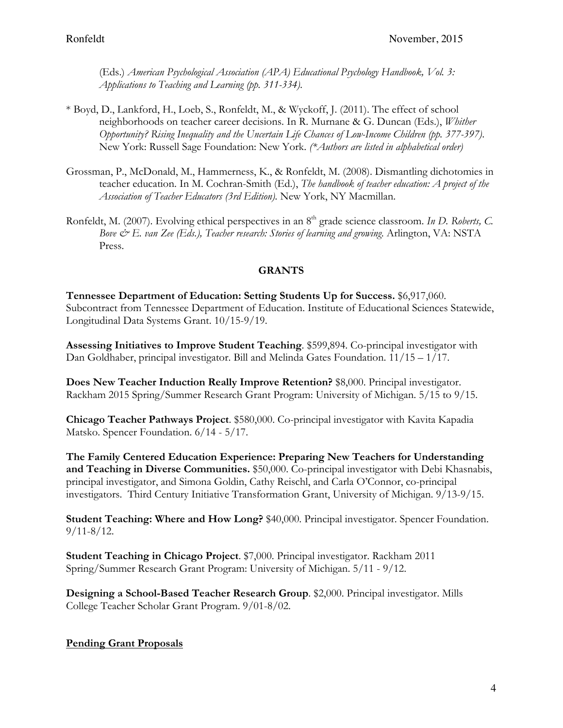(Eds.) *American Psychological Association (APA) Educational Psychology Handbook, Vol. 3: Applications to Teaching and Learning (pp. 311-334).*

* Boyd, D., Lankford, H., Loeb, S., Ronfeldt, M., & Wyckoff, J. (2011). The effect of school neighborhoods on teacher career decisions. In R. Murnane & G. Duncan (Eds.), *Whither Opportunity? Rising Inequality and the Uncertain Life Chances of Low-Income Children (pp. 377-397).* New York: Russell Sage Foundation: New York. *(*Authors are listed in alphabetical order)*

Grossman, P., McDonald, M., Hammerness, K., & Ronfeldt, M. (2008). Dismantling dichotomies in teacher education. In M. Cochran-Smith (Ed.), *The handbook of teacher education: A project of the Association of Teacher Educators (3rd Edition).* New York, NY Macmillan.

Ronfeldt, M. (2007). Evolving ethical perspectives in an 8th grade science classroom. *In D. Roberts, C. Bove & E. van Zee (Eds.), Teacher research: Stories of learning and growing.* Arlington, VA: NSTA Press.

## GRANTS

**Tennessee Department of Education: Setting Students Up for Success.** $6,917,060. Subcontract from Tennessee Department of Education. Institute of Educational Sciences Statewide, Longitudinal Data Systems Grant. 10/15-9/19.

**Assessing Initiatives to Improve Student Teaching**. $599,894. Co-principal investigator with Dan Goldhaber, principal investigator. Bill and Melinda Gates Foundation. 11/15 – 1/17.

**Does New Teacher Induction Really Improve Retention?** $8,000. Principal investigator. Rackham 2015 Spring/Summer Research Grant Program: University of Michigan. 5/15 to 9/15.

**Chicago Teacher Pathways Project**. $580,000. Co-principal investigator with Kavita Kapadia Matsko. Spencer Foundation. 6/14 - 5/17.

**The Family Centered Education Experience: Preparing New Teachers for Understanding and Teaching in Diverse Communities.** $50,000. Co-principal investigator with Debi Khasnabis, principal investigator, and Simona Goldin, Cathy Reischl, and Carla O'Connor, co-principal investigators. Third Century Initiative Transformation Grant, University of Michigan. 9/13-9/15.

**Student Teaching: Where and How Long?** $40,000. Principal investigator. Spencer Foundation. 9/11-8/12.

**Student Teaching in Chicago Project**. $7,000. Principal investigator. Rackham 2011 Spring/Summer Research Grant Program: University of Michigan. 5/11 - 9/12.

**Designing a School-Based Teacher Research Group**. $2,000. Principal investigator. Mills College Teacher Scholar Grant Program. 9/01-8/02.

### Pending Grant Proposals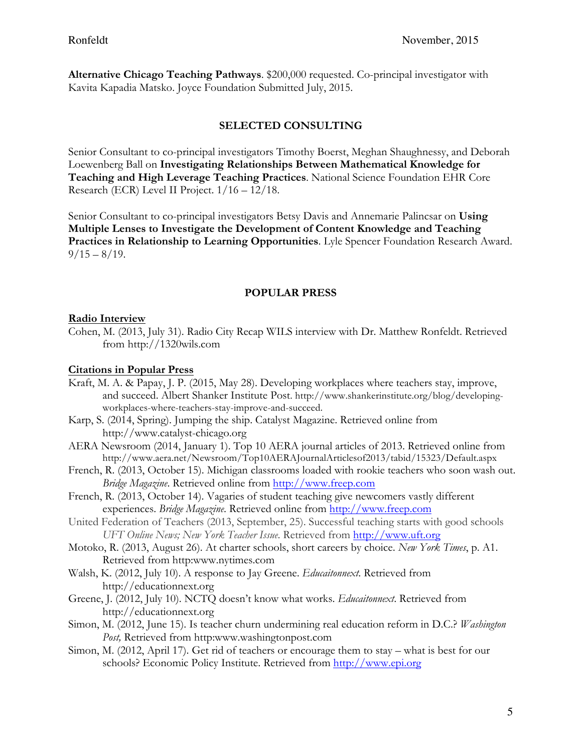**Alternative Chicago Teaching Pathways**. $200,000 requested. Co-principal investigator with Kavita Kapadia Matsko. Joyce Foundation Submitted July, 2015.

## SELECTED CONSULTING

Senior Consultant to co-principal investigators Timothy Boerst, Meghan Shaughnessy, and Deborah Loewenberg Ball on **Investigating Relationships Between Mathematical Knowledge for Teaching and High Leverage Teaching Practices**. National Science Foundation EHR Core Research (ECR) Level II Project. 1/16 – 12/18.

Senior Consultant to co-principal investigators Betsy Davis and Annemarie Palincsar on **Using Multiple Lenses to Investigate the Development of Content Knowledge and Teaching Practices in Relationship to Learning Opportunities**. Lyle Spencer Foundation Research Award. 9/15 – 8/19.

## POPULAR PRESS

### Radio Interview

Cohen, M. (2013, July 31). Radio City Recap WILS interview with Dr. Matthew Ronfeldt. Retrieved from http://1320wils.com

### Citations in Popular Press

Kraft, M. A. & Papay, J. P. (2015, May 28). Developing workplaces where teachers stay, improve, and succeed. Albert Shanker Institute Post. http://www.shankerinstitute.org/blog/developing-workplaces-where-teachers-stay-improve-and-succeed.

Karp, S. (2014, Spring). Jumping the ship. Catalyst Magazine. Retrieved online from http://www.catalyst-chicago.org

AERA Newsroom (2014, January 1). Top 10 AERA journal articles of 2013. Retrieved online from http://www.aera.net/Newsroom/Top10AERAJournalArticlesof2013/tabid/15323/Default.aspx

French, R. (2013, October 15). Michigan classrooms loaded with rookie teachers who soon wash out. *Bridge Magazine*. Retrieved online from http://www.freep.com

French, R. (2013, October 14). Vagaries of student teaching give newcomers vastly different experiences. *Bridge Magazine*. Retrieved online from http://www.freep.com

United Federation of Teachers (2013, September, 25). Successful teaching starts with good schools *UFT Online News; New York Teacher Issue*. Retrieved from http://www.uft.org

Motoko, R. (2013, August 26). At charter schools, short careers by choice. *New York Times*, p. A1. Retrieved from http:www.nytimes.com

Walsh, K. (2012, July 10). A response to Jay Greene. *Educaitonnext*. Retrieved from http://educationnext.org

Greene, J. (2012, July 10). NCTQ doesn't know what works. *Educaitonnext*. Retrieved from http://educationnext.org

Simon, M. (2012, June 15). Is teacher churn undermining real education reform in D.C.? *Washington Post,* Retrieved from http:www.washingtonpost.com

Simon, M. (2012, April 17). Get rid of teachers or encourage them to stay – what is best for our schools? Economic Policy Institute. Retrieved from http://www.epi.org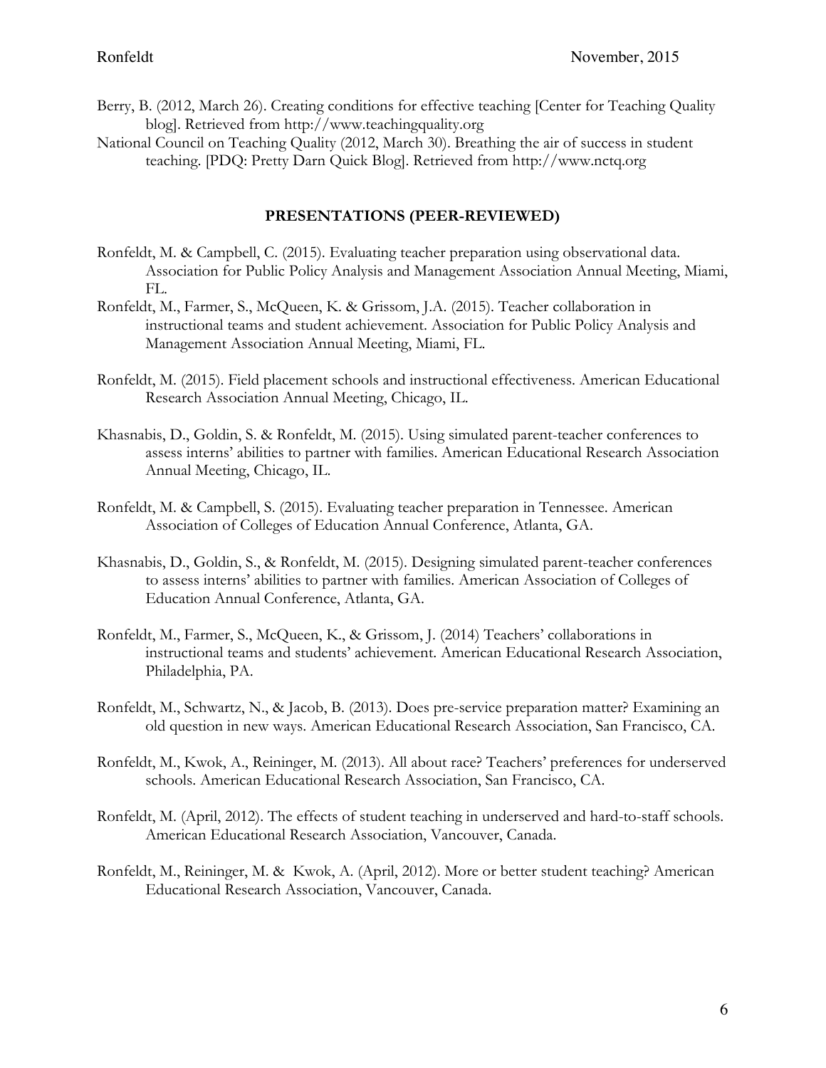Berry, B. (2012, March 26). Creating conditions for effective teaching [Center for Teaching Quality blog]. Retrieved from http://www.teachingquality.org

National Council on Teaching Quality (2012, March 30). Breathing the air of success in student teaching. [PDQ: Pretty Darn Quick Blog]. Retrieved from http://www.nctq.org

## PRESENTATIONS (PEER-REVIEWED)

Ronfeldt, M. & Campbell, C. (2015). Evaluating teacher preparation using observational data. Association for Public Policy Analysis and Management Association Annual Meeting, Miami, FL.

Ronfeldt, M., Farmer, S., McQueen, K. & Grissom, J.A. (2015). Teacher collaboration in instructional teams and student achievement. Association for Public Policy Analysis and Management Association Annual Meeting, Miami, FL.

Ronfeldt, M. (2015). Field placement schools and instructional effectiveness. American Educational Research Association Annual Meeting, Chicago, IL.

Khasnabis, D., Goldin, S. & Ronfeldt, M. (2015). Using simulated parent-teacher conferences to assess interns' abilities to partner with families. American Educational Research Association Annual Meeting, Chicago, IL.

Ronfeldt, M. & Campbell, S. (2015). Evaluating teacher preparation in Tennessee. American Association of Colleges of Education Annual Conference, Atlanta, GA.

Khasnabis, D., Goldin, S., & Ronfeldt, M. (2015). Designing simulated parent-teacher conferences to assess interns' abilities to partner with families. American Association of Colleges of Education Annual Conference, Atlanta, GA.

Ronfeldt, M., Farmer, S., McQueen, K., & Grissom, J. (2014) Teachers' collaborations in instructional teams and students' achievement. American Educational Research Association, Philadelphia, PA.

Ronfeldt, M., Schwartz, N., & Jacob, B. (2013). Does pre-service preparation matter? Examining an old question in new ways. American Educational Research Association, San Francisco, CA.

Ronfeldt, M., Kwok, A., Reininger, M. (2013). All about race? Teachers' preferences for underserved schools. American Educational Research Association, San Francisco, CA.

Ronfeldt, M. (April, 2012). The effects of student teaching in underserved and hard-to-staff schools. American Educational Research Association, Vancouver, Canada.

Ronfeldt, M., Reininger, M. & Kwok, A. (April, 2012). More or better student teaching? American Educational Research Association, Vancouver, Canada.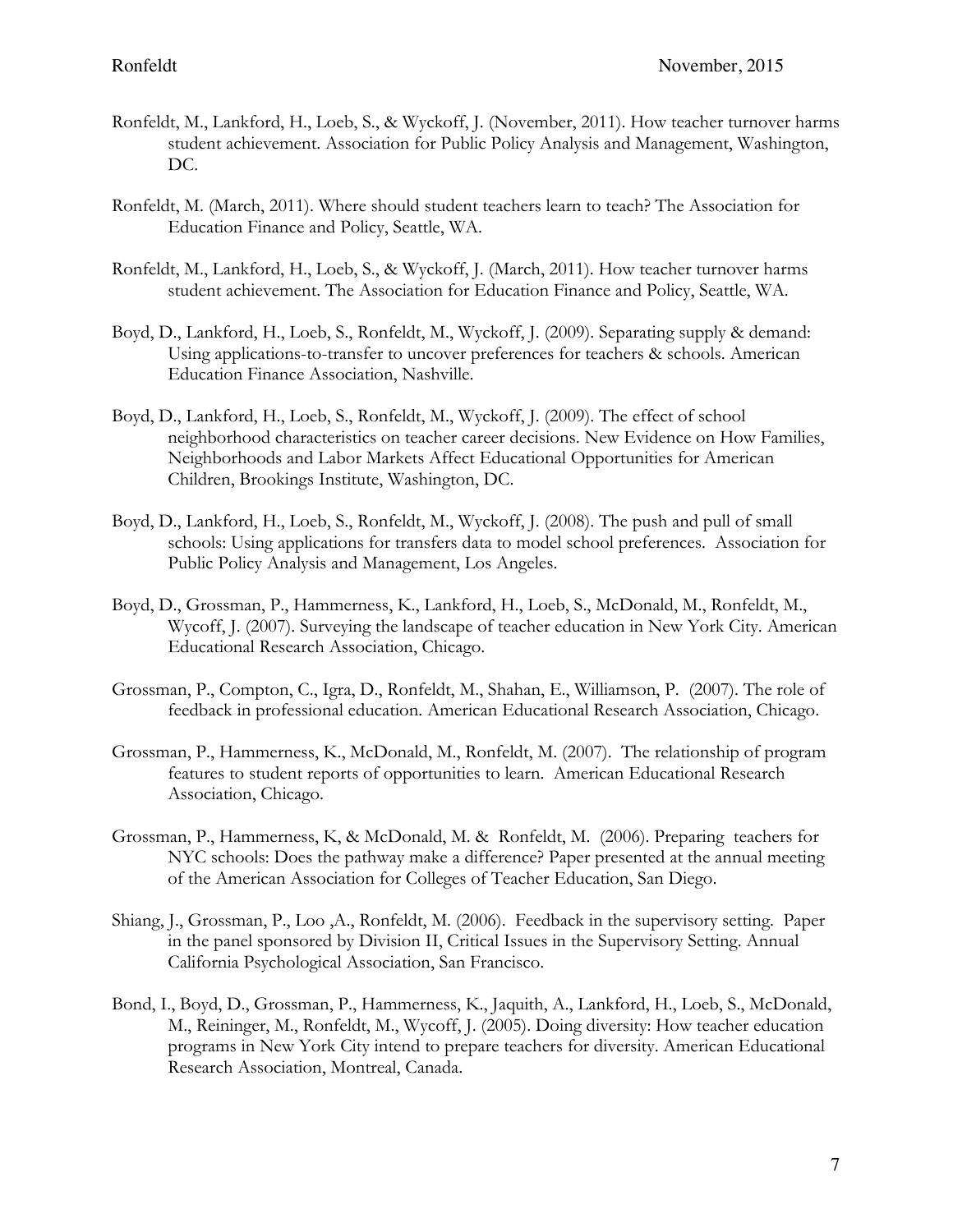Ronfeldt, M., Lankford, H., Loeb, S., & Wyckoff, J. (November, 2011). How teacher turnover harms student achievement. Association for Public Policy Analysis and Management, Washington, DC.

Ronfeldt, M. (March, 2011). Where should student teachers learn to teach? The Association for Education Finance and Policy, Seattle, WA.

Ronfeldt, M., Lankford, H., Loeb, S., & Wyckoff, J. (March, 2011). How teacher turnover harms student achievement. The Association for Education Finance and Policy, Seattle, WA.

Boyd, D., Lankford, H., Loeb, S., Ronfeldt, M., Wyckoff, J. (2009). Separating supply & demand: Using applications-to-transfer to uncover preferences for teachers & schools. American Education Finance Association, Nashville.

Boyd, D., Lankford, H., Loeb, S., Ronfeldt, M., Wyckoff, J. (2009). The effect of school neighborhood characteristics on teacher career decisions. New Evidence on How Families, Neighborhoods and Labor Markets Affect Educational Opportunities for American Children, Brookings Institute, Washington, DC.

Boyd, D., Lankford, H., Loeb, S., Ronfeldt, M., Wyckoff, J. (2008). The push and pull of small schools: Using applications for transfers data to model school preferences. Association for Public Policy Analysis and Management, Los Angeles.

Boyd, D., Grossman, P., Hammerness, K., Lankford, H., Loeb, S., McDonald, M., Ronfeldt, M., Wycoff, J. (2007). Surveying the landscape of teacher education in New York City. American Educational Research Association, Chicago.

Grossman, P., Compton, C., Igra, D., Ronfeldt, M., Shahan, E., Williamson, P. (2007). The role of feedback in professional education. American Educational Research Association, Chicago.

Grossman, P., Hammerness, K., McDonald, M., Ronfeldt, M. (2007). The relationship of program features to student reports of opportunities to learn. American Educational Research Association, Chicago.

Grossman, P., Hammerness, K, & McDonald, M. & Ronfeldt, M. (2006). Preparing teachers for NYC schools: Does the pathway make a difference? Paper presented at the annual meeting of the American Association for Colleges of Teacher Education, San Diego.

Shiang, J., Grossman, P., Loo ,A., Ronfeldt, M. (2006). Feedback in the supervisory setting. Paper in the panel sponsored by Division II, Critical Issues in the Supervisory Setting. Annual California Psychological Association, San Francisco.

Bond, I., Boyd, D., Grossman, P., Hammerness, K., Jaquith, A., Lankford, H., Loeb, S., McDonald, M., Reininger, M., Ronfeldt, M., Wycoff, J. (2005). Doing diversity: How teacher education programs in New York City intend to prepare teachers for diversity. American Educational Research Association, Montreal, Canada.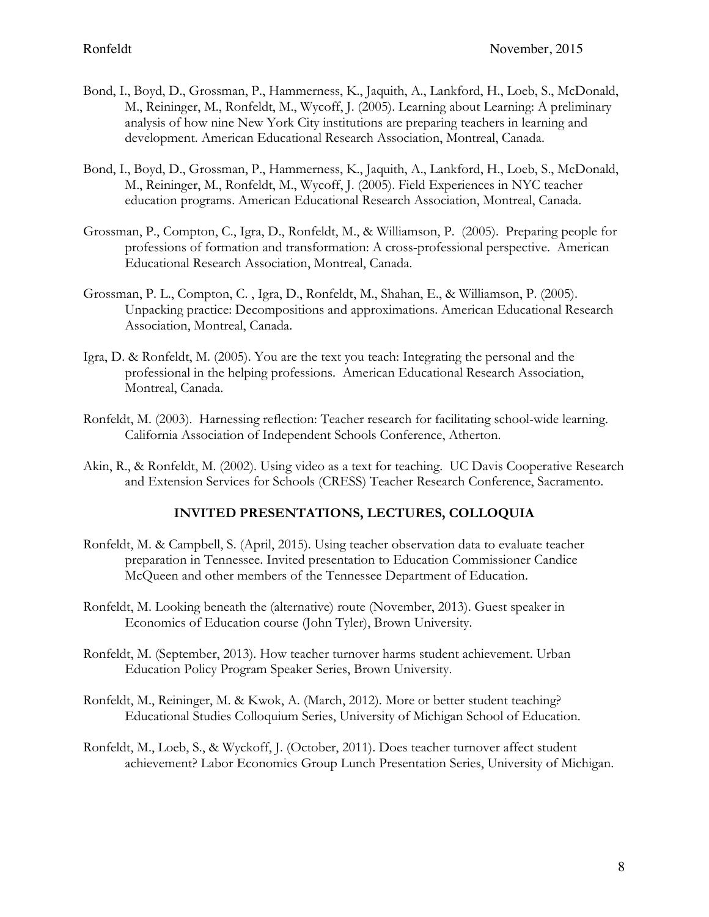Bond, I., Boyd, D., Grossman, P., Hammerness, K., Jaquith, A., Lankford, H., Loeb, S., McDonald, M., Reininger, M., Ronfeldt, M., Wycoff, J. (2005). Learning about Learning: A preliminary analysis of how nine New York City institutions are preparing teachers in learning and development. American Educational Research Association, Montreal, Canada.

Bond, I., Boyd, D., Grossman, P., Hammerness, K., Jaquith, A., Lankford, H., Loeb, S., McDonald, M., Reininger, M., Ronfeldt, M., Wycoff, J. (2005). Field Experiences in NYC teacher education programs. American Educational Research Association, Montreal, Canada.

Grossman, P., Compton, C., Igra, D., Ronfeldt, M., & Williamson, P. (2005). Preparing people for professions of formation and transformation: A cross-professional perspective. American Educational Research Association, Montreal, Canada.

Grossman, P. L., Compton, C. , Igra, D., Ronfeldt, M., Shahan, E., & Williamson, P. (2005). Unpacking practice: Decompositions and approximations. American Educational Research Association, Montreal, Canada.

Igra, D. & Ronfeldt, M. (2005). You are the text you teach: Integrating the personal and the professional in the helping professions. American Educational Research Association, Montreal, Canada.

Ronfeldt, M. (2003). Harnessing reflection: Teacher research for facilitating school-wide learning. California Association of Independent Schools Conference, Atherton.

Akin, R., & Ronfeldt, M. (2002). Using video as a text for teaching. UC Davis Cooperative Research and Extension Services for Schools (CRESS) Teacher Research Conference, Sacramento.

## INVITED PRESENTATIONS, LECTURES, COLLOQUIA

Ronfeldt, M. & Campbell, S. (April, 2015). Using teacher observation data to evaluate teacher preparation in Tennessee. Invited presentation to Education Commissioner Candice McQueen and other members of the Tennessee Department of Education.

Ronfeldt, M. Looking beneath the (alternative) route (November, 2013). Guest speaker in Economics of Education course (John Tyler), Brown University.

Ronfeldt, M. (September, 2013). How teacher turnover harms student achievement. Urban Education Policy Program Speaker Series, Brown University.

Ronfeldt, M., Reininger, M. & Kwok, A. (March, 2012). More or better student teaching? Educational Studies Colloquium Series, University of Michigan School of Education.

Ronfeldt, M., Loeb, S., & Wyckoff, J. (October, 2011). Does teacher turnover affect student achievement? Labor Economics Group Lunch Presentation Series, University of Michigan.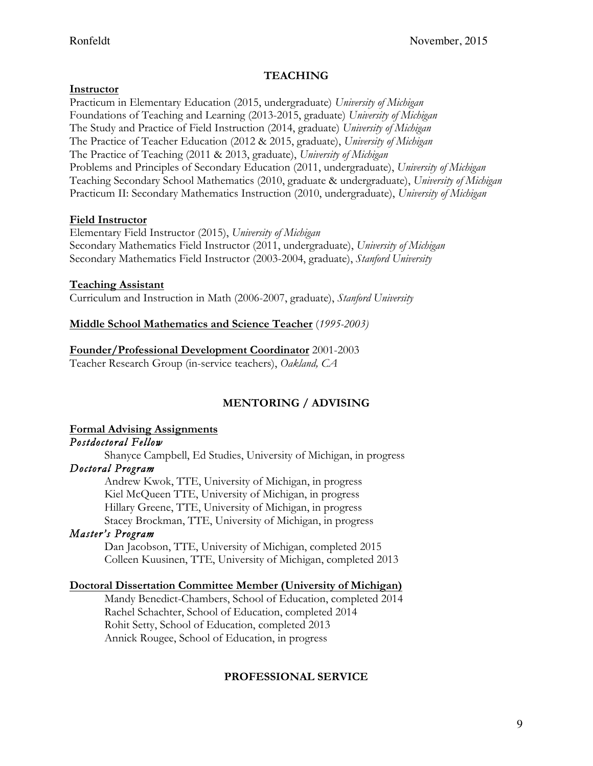## TEACHING

**Instructor**

Practicum in Elementary Education (2015, undergraduate) *University of Michigan*
Foundations of Teaching and Learning (2013-2015, graduate) *University of Michigan*
The Study and Practice of Field Instruction (2014, graduate) *University of Michigan*
The Practice of Teacher Education (2012 & 2015, graduate), *University of Michigan*
The Practice of Teaching (2011 & 2013, graduate), *University of Michigan*
Problems and Principles of Secondary Education (2011, undergraduate), *University of Michigan*
Teaching Secondary School Mathematics (2010, graduate & undergraduate), *University of Michigan*
Practicum II: Secondary Mathematics Instruction (2010, undergraduate), *University of Michigan*

**Field Instructor**

Elementary Field Instructor (2015), *University of Michigan*
Secondary Mathematics Field Instructor (2011, undergraduate), *University of Michigan*
Secondary Mathematics Field Instructor (2003-2004, graduate), *Stanford University*

**Teaching Assistant**

Curriculum and Instruction in Math (2006-2007, graduate), *Stanford University*

**Middle School Mathematics and Science Teacher** *(1995-2003)*

**Founder/Professional Development Coordinator** 2001-2003
Teacher Research Group (in-service teachers), *Oakland, CA*

## MENTORING / ADVISING

**Formal Advising Assignments**

*Postdoctoral Fellow*

Shanyce Campbell, Ed Studies, University of Michigan, in progress

*Doctoral Program*

Andrew Kwok, TTE, University of Michigan, in progress
Kiel McQueen TTE, University of Michigan, in progress
Hillary Greene, TTE, University of Michigan, in progress
Stacey Brockman, TTE, University of Michigan, in progress

*Master's Program*

Dan Jacobson, TTE, University of Michigan, completed 2015
Colleen Kuusinen, TTE, University of Michigan, completed 2013

**Doctoral Dissertation Committee Member (University of Michigan)**

Mandy Benedict-Chambers, School of Education, completed 2014
Rachel Schachter, School of Education, completed 2014
Rohit Setty, School of Education, completed 2013
Annick Rougee, School of Education, in progress

## PROFESSIONAL SERVICE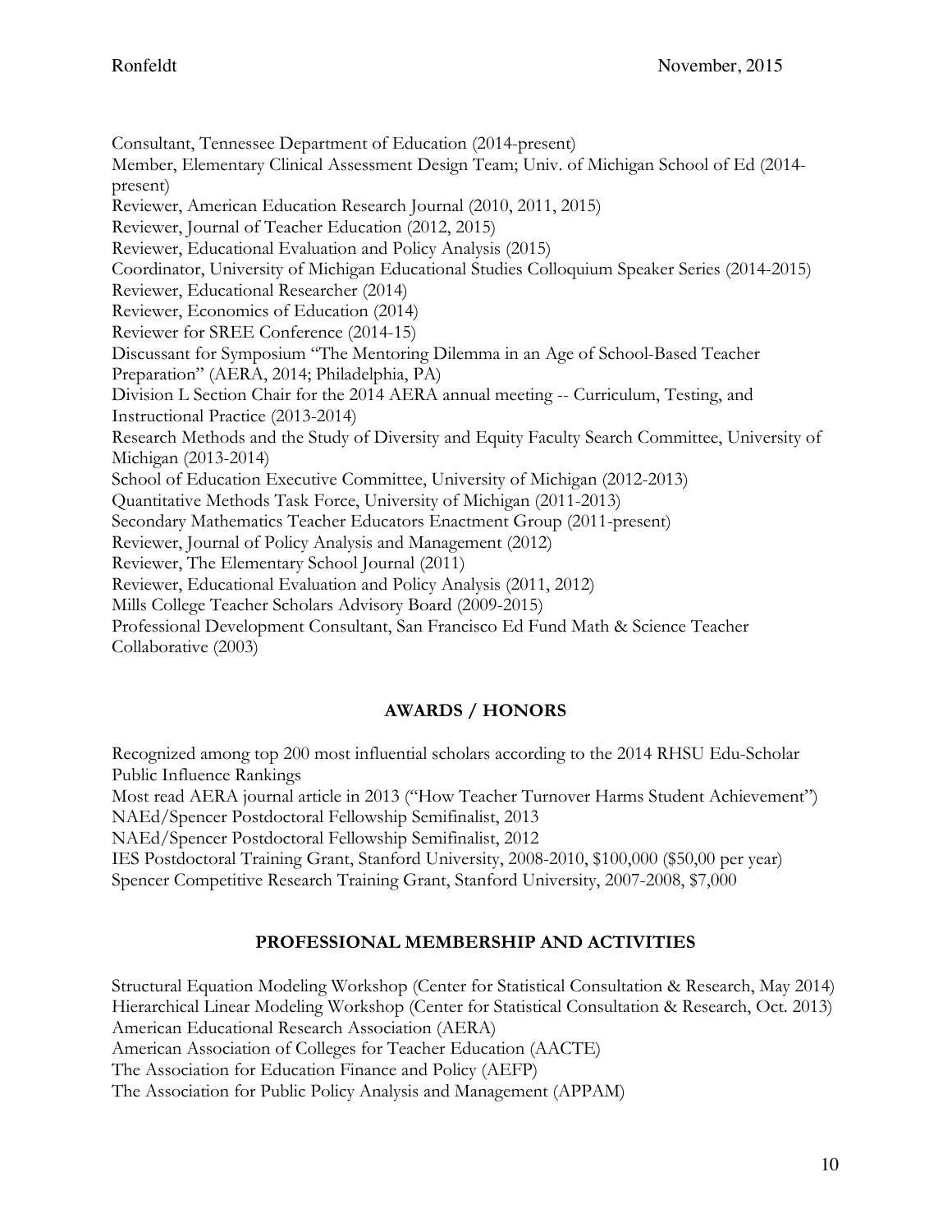Consultant, Tennessee Department of Education (2014-present)
Member, Elementary Clinical Assessment Design Team; Univ. of Michigan School of Ed (2014-present)
Reviewer, American Education Research Journal (2010, 2011, 2015)
Reviewer, Journal of Teacher Education (2012, 2015)
Reviewer, Educational Evaluation and Policy Analysis (2015)
Coordinator, University of Michigan Educational Studies Colloquium Speaker Series (2014-2015)
Reviewer, Educational Researcher (2014)
Reviewer, Economics of Education (2014)
Reviewer for SREE Conference (2014-15)
Discussant for Symposium "The Mentoring Dilemma in an Age of School-Based Teacher Preparation" (AERA, 2014; Philadelphia, PA)
Division L Section Chair for the 2014 AERA annual meeting -- Curriculum, Testing, and Instructional Practice (2013-2014)
Research Methods and the Study of Diversity and Equity Faculty Search Committee, University of Michigan (2013-2014)
School of Education Executive Committee, University of Michigan (2012-2013)
Quantitative Methods Task Force, University of Michigan (2011-2013)
Secondary Mathematics Teacher Educators Enactment Group (2011-present)
Reviewer, Journal of Policy Analysis and Management (2012)
Reviewer, The Elementary School Journal (2011)
Reviewer, Educational Evaluation and Policy Analysis (2011, 2012)
Mills College Teacher Scholars Advisory Board (2009-2015)
Professional Development Consultant, San Francisco Ed Fund Math & Science Teacher Collaborative (2003)

## AWARDS / HONORS

Recognized among top 200 most influential scholars according to the 2014 RHSU Edu-Scholar Public Influence Rankings
Most read AERA journal article in 2013 ("How Teacher Turnover Harms Student Achievement")
NAEd/Spencer Postdoctoral Fellowship Semifinalist, 2013
NAEd/Spencer Postdoctoral Fellowship Semifinalist, 2012
IES Postdoctoral Training Grant, Stanford University, 2008-2010, $100,000 ($50,00 per year)
Spencer Competitive Research Training Grant, Stanford University, 2007-2008, $7,000

## PROFESSIONAL MEMBERSHIP AND ACTIVITIES

Structural Equation Modeling Workshop (Center for Statistical Consultation & Research, May 2014)
Hierarchical Linear Modeling Workshop (Center for Statistical Consultation & Research, Oct. 2013)
American Educational Research Association (AERA)
American Association of Colleges for Teacher Education (AACTE)
The Association for Education Finance and Policy (AEFP)
The Association for Public Policy Analysis and Management (APPAM)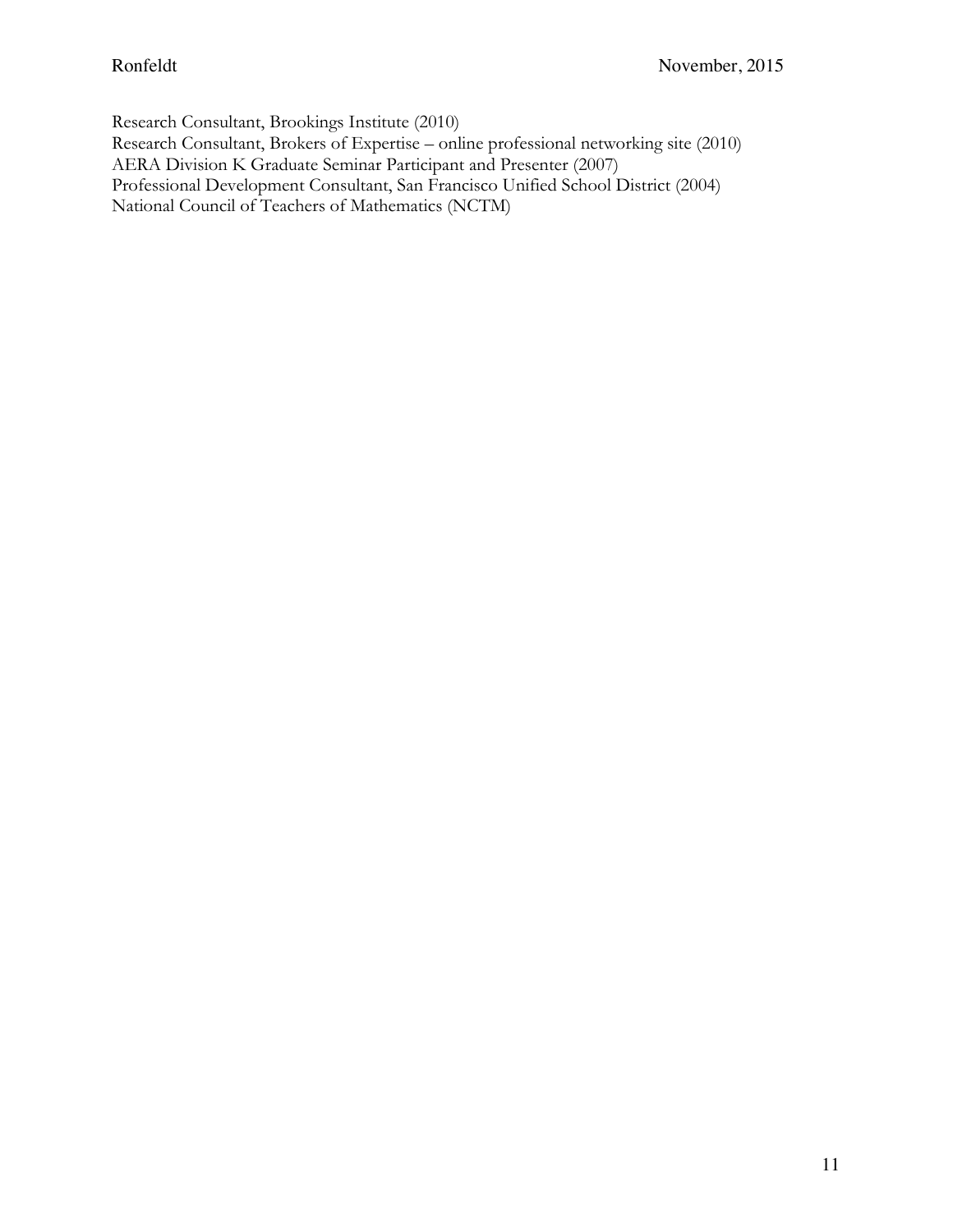Research Consultant, Brookings Institute (2010)
Research Consultant, Brokers of Expertise – online professional networking site (2010)
AERA Division K Graduate Seminar Participant and Presenter (2007)
Professional Development Consultant, San Francisco Unified School District (2004)
National Council of Teachers of Mathematics (NCTM)